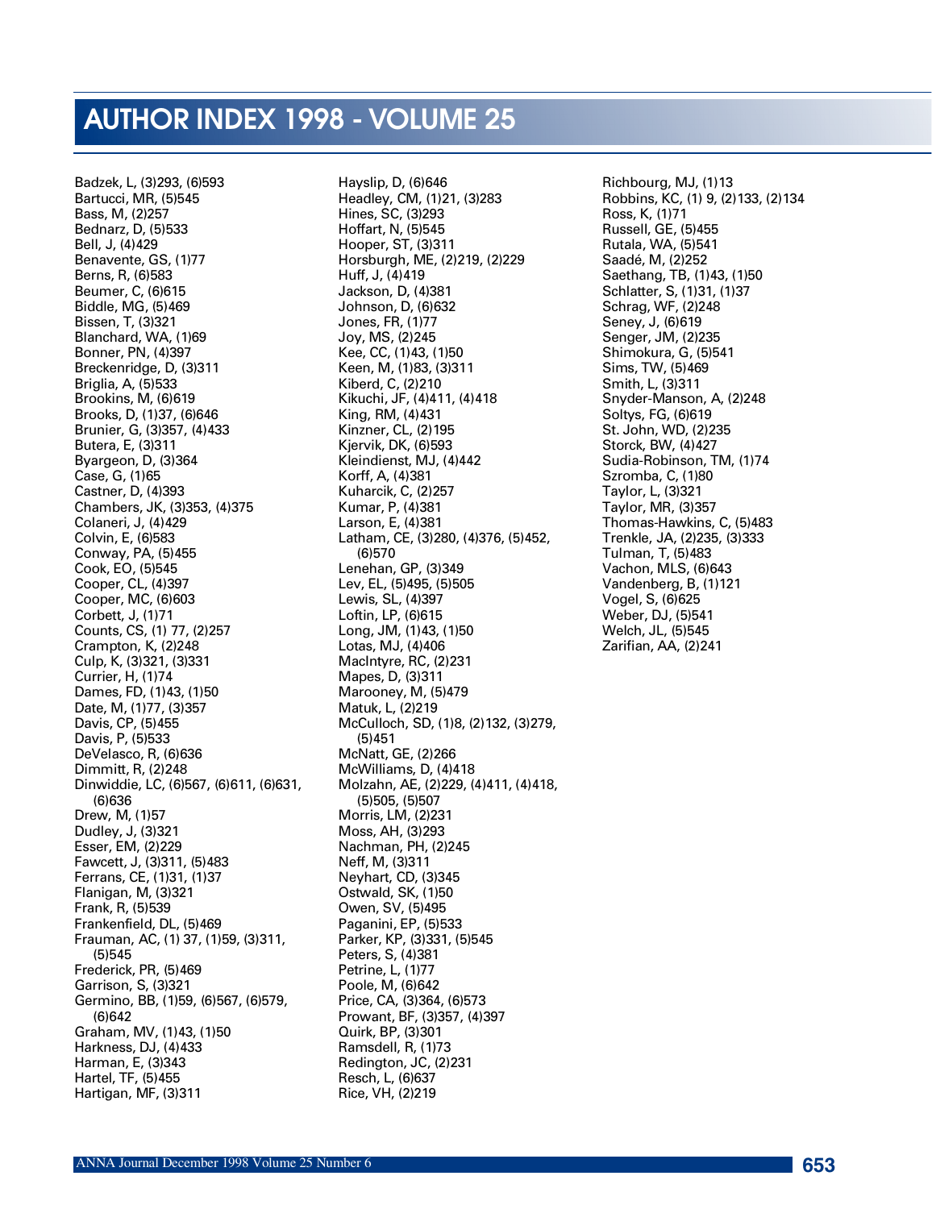# AUTHOR INDEX 1998 - VOLUME 25

Badzek, L, (3)293, (6)593
Bartucci, MR, (5)545
Bass, M, (2)257
Bednarz, D, (5)533
Bell, J, (4)429
Benavente, GS, (1)77
Berns, R, (6)583
Beumer, C, (6)615
Biddle, MG, (5)469
Bissen, T, (3)321
Blanchard, WA, (1)69
Bonner, PN, (4)397
Breckenridge, D, (3)311
Briglia, A, (5)533
Brookins, M, (6)619
Brooks, D, (1)37, (6)646
Brunier, G, (3)357, (4)433
Butera, E, (3)311
Byargeon, D, (3)364
Case, G, (1)65
Castner, D, (4)393
Chambers, JK, (3)353, (4)375
Colaneri, J, (4)429
Colvin, E, (6)583
Conway, PA, (5)455
Cook, EO, (5)545
Cooper, CL, (4)397
Cooper, MC, (6)603
Corbett, J, (1)71
Counts, CS, (1) 77, (2)257
Crampton, K, (2)248
Culp, K, (3)321, (3)331
Currier, H, (1)74
Dames, FD, (1)43, (1)50
Date, M, (1)77, (3)357
Davis, CP, (5)455
Davis, P, (5)533
DeVelasco, R, (6)636
Dimmitt, R, (2)248
Dinwiddie, LC, (6)567, (6)611, (6)631, (6)636
Drew, M, (1)57
Dudley, J, (3)321
Esser, EM, (2)229
Fawcett, J, (3)311, (5)483
Ferrans, CE, (1)31, (1)37
Flanigan, M, (3)321
Frank, R, (5)539
Frankenfield, DL, (5)469
Frauman, AC, (1) 37, (1)59, (3)311, (5)545
Frederick, PR, (5)469
Garrison, S, (3)321
Germino, BB, (1)59, (6)567, (6)579, (6)642
Graham, MV, (1)43, (1)50
Harkness, DJ, (4)433
Harman, E, (3)343
Hartel, TF, (5)455
Hartigan, MF, (3)311
Hayslip, D, (6)646
Headley, CM, (1)21, (3)283
Hines, SC, (3)293
Hoffart, N, (5)545
Hooper, ST, (3)311
Horsburgh, ME, (2)219, (2)229
Huff, J, (4)419
Jackson, D, (4)381
Johnson, D, (6)632
Jones, FR, (1)77
Joy, MS, (2)245
Kee, CC, (1)43, (1)50
Keen, M, (1)83, (3)311
Kiberd, C, (2)210
Kikuchi, JF, (4)411, (4)418
King, RM, (4)431
Kinzner, CL, (2)195
Kjervik, DK, (6)593
Kleindienst, MJ, (4)442
Korff, A, (4)381
Kuharcik, C, (2)257
Kumar, P, (4)381
Larson, E, (4)381
Latham, CE, (3)280, (4)376, (5)452, (6)570
Lenehan, GP, (3)349
Lev, EL, (5)495, (5)505
Lewis, SL, (4)397
Loftin, LP, (6)615
Long, JM, (1)43, (1)50
Lotas, MJ, (4)406
MacIntyre, RC, (2)231
Mapes, D, (3)311
Marooney, M, (5)479
Matuk, L, (2)219
McCulloch, SD, (1)8, (2)132, (3)279, (5)451
McNatt, GE, (2)266
McWilliams, D, (4)418
Molzahn, AE, (2)229, (4)411, (4)418, (5)505, (5)507
Morris, LM, (2)231
Moss, AH, (3)293
Nachman, PH, (2)245
Neff, M, (3)311
Neyhart, CD, (3)345
Ostwald, SK, (1)50
Owen, SV, (5)495
Paganini, EP, (5)533
Parker, KP, (3)331, (5)545
Peters, S, (4)381
Petrine, L, (1)77
Poole, M, (6)642
Price, CA, (3)364, (6)573
Prowant, BF, (3)357, (4)397
Quirk, BP, (3)301
Ramsdell, R, (1)73
Redington, JC, (2)231
Resch, L, (6)637
Rice, VH, (2)219
Richbourg, MJ, (1)13
Robbins, KC, (1) 9, (2)133, (2)134
Ross, K, (1)71
Russell, GE, (5)455
Rutala, WA, (5)541
Saadé, M, (2)252
Saethang, TB, (1)43, (1)50
Schlatter, S, (1)31, (1)37
Schrag, WF, (2)248
Seney, J, (6)619
Senger, JM, (2)235
Shimokura, G, (5)541
Sims, TW, (5)469
Smith, L, (3)311
Snyder-Manson, A, (2)248
Soltys, FG, (6)619
St. John, WD, (2)235
Storck, BW, (4)427
Sudia-Robinson, TM, (1)74
Szromba, C, (1)80
Taylor, L, (3)321
Taylor, MR, (3)357
Thomas-Hawkins, C, (5)483
Trenkle, JA, (2)235, (3)333
Tulman, T, (5)483
Vachon, MLS, (6)643
Vandenberg, B, (1)121
Vogel, S, (6)625
Weber, DJ, (5)541
Welch, JL, (5)545
Zarifian, AA, (2)241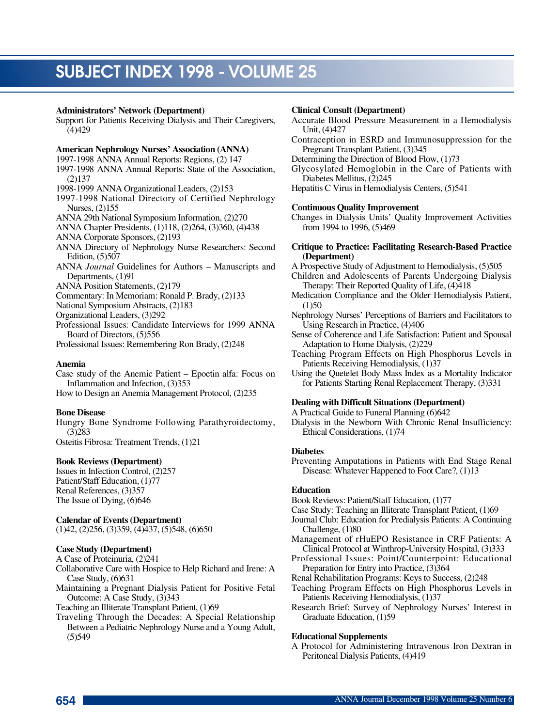# SUBJECT INDEX 1998 - VOLUME 25

**Administrators' Network (Department)**
Support for Patients Receiving Dialysis and Their Caregivers, (4)429

**American Nephrology Nurses' Association (ANNA)**
1997-1998 ANNA Annual Reports: Regions, (2) 147
1997-1998 ANNA Annual Reports: State of the Association, (2)137
1998-1999 ANNA Organizational Leaders, (2)153
1997-1998 National Directory of Certified Nephrology Nurses, (2)155
ANNA 29th National Symposium Information, (2)270
ANNA Chapter Presidents, (1)118, (2)264, (3)360, (4)438
ANNA Corporate Sponsors, (2)193
ANNA Directory of Nephrology Nurse Researchers: Second Edition, (5)507
ANNA *Journal* Guidelines for Authors – Manuscripts and Departments, (1)91
ANNA Position Statements, (2)179
Commentary: In Memoriam: Ronald P. Brady, (2)133
National Symposium Abstracts, (2)183
Organizational Leaders, (3)292
Professional Issues: Candidate Interviews for 1999 ANNA Board of Directors, (5)556
Professional Issues: Remembering Ron Brady, (2)248

**Anemia**
Case study of the Anemic Patient – Epoetin alfa: Focus on Inflammation and Infection, (3)353
How to Design an Anemia Management Protocol, (2)235

**Bone Disease**
Hungry Bone Syndrome Following Parathyroidectomy, (3)283
Osteitis Fibrosa: Treatment Trends, (1)21

**Book Reviews (Department)**
Issues in Infection Control, (2)257
Patient/Staff Education, (1)77
Renal References, (3)357
The Issue of Dying, (6)646

**Calendar of Events (Department)**
(1)42, (2)256, (3)359, (4)437, (5)548, (6)650

**Case Study (Department)**
A Case of Proteinuria, (2)241
Collaborative Care with Hospice to Help Richard and Irene: A Case Study, (6)631
Maintaining a Pregnant Dialysis Patient for Positive Fetal Outcome: A Case Study, (3)343
Teaching an Illiterate Transplant Patient, (1)69
Traveling Through the Decades: A Special Relationship Between a Pediatric Nephrology Nurse and a Young Adult, (5)549

**Clinical Consult (Department)**
Accurate Blood Pressure Measurement in a Hemodialysis Unit, (4)427
Contraception in ESRD and Immunosuppression for the Pregnant Transplant Patient, (3)345
Determining the Direction of Blood Flow, (1)73
Glycosylated Hemoglobin in the Care of Patients with Diabetes Mellitus, (2)245
Hepatitis C Virus in Hemodialysis Centers, (5)541

**Continuous Quality Improvement**
Changes in Dialysis Units' Quality Improvement Activities from 1994 to 1996, (5)469

**Critique to Practice: Facilitating Research-Based Practice (Department)**
A Prospective Study of Adjustment to Hemodialysis, (5)505
Children and Adolescents of Parents Undergoing Dialysis Therapy: Their Reported Quality of Life, (4)418
Medication Compliance and the Older Hemodialysis Patient, (1)50
Nephrology Nurses' Perceptions of Barriers and Facilitators to Using Research in Practice, (4)406
Sense of Coherence and Life Satisfaction: Patient and Spousal Adaptation to Home Dialysis, (2)229
Teaching Program Effects on High Phosphorus Levels in Patients Receiving Hemodialysis, (1)37
Using the Quetelet Body Mass Index as a Mortality Indicator for Patients Starting Renal Replacement Therapy, (3)331

**Dealing with Difficult Situations (Department)**
A Practical Guide to Funeral Planning (6)642
Dialysis in the Newborn With Chronic Renal Insufficiency: Ethical Considerations, (1)74

**Diabetes**
Preventing Amputations in Patients with End Stage Renal Disease: Whatever Happened to Foot Care?, (1)13

**Education**
Book Reviews: Patient/Staff Education, (1)77
Case Study: Teaching an Illiterate Transplant Patient, (1)69
Journal Club: Education for Predialysis Patients: A Continuing Challenge, (1)80
Management of rHuEPO Resistance in CRF Patients: A Clinical Protocol at Winthrop-University Hospital, (3)333
Professional Issues: Point/Counterpoint: Educational Preparation for Entry into Practice, (3)364
Renal Rehabilitation Programs: Keys to Success, (2)248
Teaching Program Effects on High Phosphorus Levels in Patients Receiving Hemodialysis, (1)37
Research Brief: Survey of Nephrology Nurses' Interest in Graduate Education, (1)59

**Educational Supplements**
A Protocol for Administering Intravenous Iron Dextran in Peritoneal Dialysis Patients, (4)419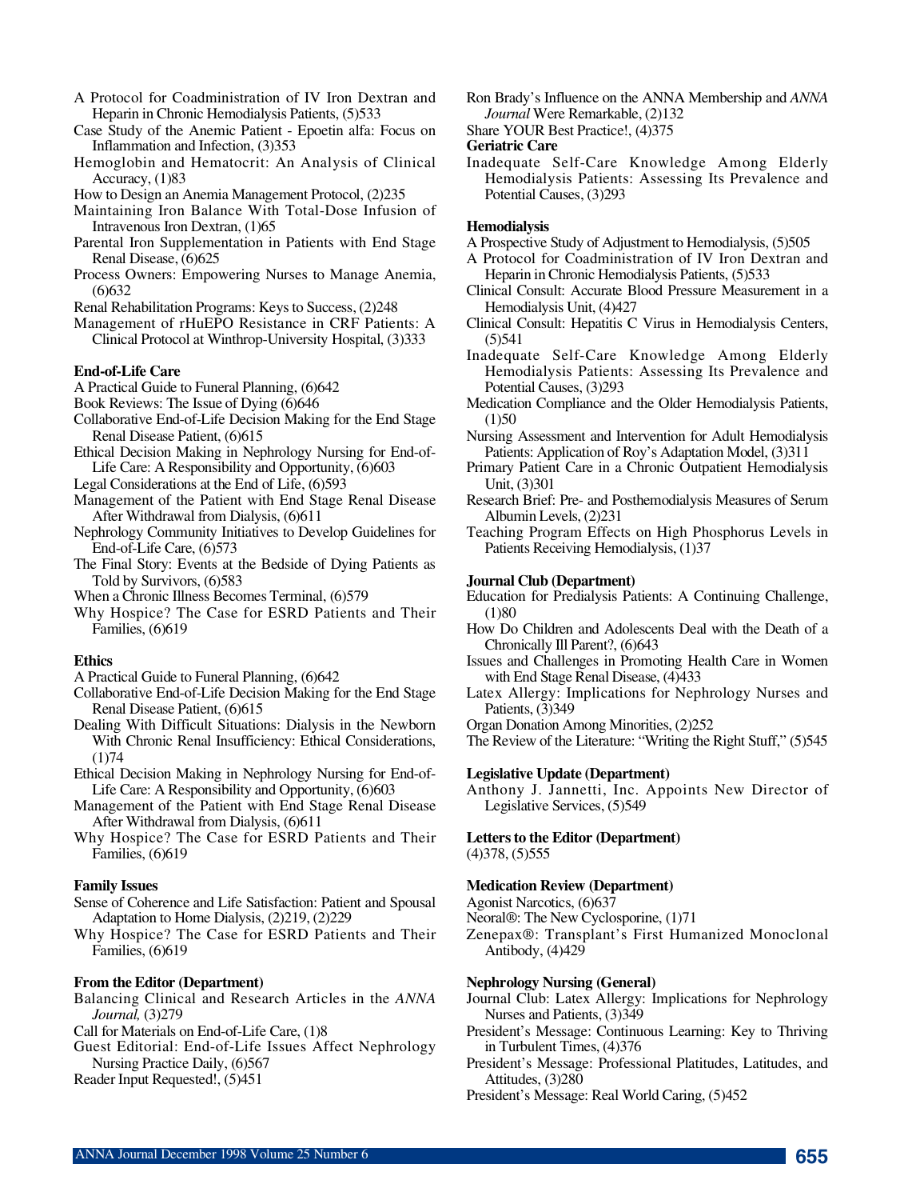A Protocol for Coadministration of IV Iron Dextran and Heparin in Chronic Hemodialysis Patients, (5)533

Case Study of the Anemic Patient - Epoetin alfa: Focus on Inflammation and Infection, (3)353

Hemoglobin and Hematocrit: An Analysis of Clinical Accuracy, (1)83

How to Design an Anemia Management Protocol, (2)235

Maintaining Iron Balance With Total-Dose Infusion of Intravenous Iron Dextran, (1)65

Parental Iron Supplementation in Patients with End Stage Renal Disease, (6)625

Process Owners: Empowering Nurses to Manage Anemia, (6)632

Renal Rehabilitation Programs: Keys to Success, (2)248

Management of rHuEPO Resistance in CRF Patients: A Clinical Protocol at Winthrop-University Hospital, (3)333

**End-of-Life Care**

A Practical Guide to Funeral Planning, (6)642

Book Reviews: The Issue of Dying (6)646

Collaborative End-of-Life Decision Making for the End Stage Renal Disease Patient, (6)615

Ethical Decision Making in Nephrology Nursing for End-of-Life Care: A Responsibility and Opportunity, (6)603

Legal Considerations at the End of Life, (6)593

Management of the Patient with End Stage Renal Disease After Withdrawal from Dialysis, (6)611

Nephrology Community Initiatives to Develop Guidelines for End-of-Life Care, (6)573

The Final Story: Events at the Bedside of Dying Patients as Told by Survivors, (6)583

When a Chronic Illness Becomes Terminal, (6)579

Why Hospice? The Case for ESRD Patients and Their Families, (6)619

**Ethics**

A Practical Guide to Funeral Planning, (6)642

Collaborative End-of-Life Decision Making for the End Stage Renal Disease Patient, (6)615

Dealing With Difficult Situations: Dialysis in the Newborn With Chronic Renal Insufficiency: Ethical Considerations, (1)74

Ethical Decision Making in Nephrology Nursing for End-of-Life Care: A Responsibility and Opportunity, (6)603

Management of the Patient with End Stage Renal Disease After Withdrawal from Dialysis, (6)611

Why Hospice? The Case for ESRD Patients and Their Families, (6)619

**Family Issues**

Sense of Coherence and Life Satisfaction: Patient and Spousal Adaptation to Home Dialysis, (2)219, (2)229

Why Hospice? The Case for ESRD Patients and Their Families, (6)619

**From the Editor (Department)**

Balancing Clinical and Research Articles in the *ANNA Journal,* (3)279

Call for Materials on End-of-Life Care, (1)8

Guest Editorial: End-of-Life Issues Affect Nephrology Nursing Practice Daily, (6)567

Reader Input Requested!, (5)451

Ron Brady's Influence on the ANNA Membership and *ANNA Journal* Were Remarkable, (2)132

Share YOUR Best Practice!, (4)375

**Geriatric Care**

Inadequate Self-Care Knowledge Among Elderly Hemodialysis Patients: Assessing Its Prevalence and Potential Causes, (3)293

**Hemodialysis**

A Prospective Study of Adjustment to Hemodialysis, (5)505

A Protocol for Coadministration of IV Iron Dextran and Heparin in Chronic Hemodialysis Patients, (5)533

Clinical Consult: Accurate Blood Pressure Measurement in a Hemodialysis Unit, (4)427

Clinical Consult: Hepatitis C Virus in Hemodialysis Centers, (5)541

Inadequate Self-Care Knowledge Among Elderly Hemodialysis Patients: Assessing Its Prevalence and Potential Causes, (3)293

Medication Compliance and the Older Hemodialysis Patients, (1)50

Nursing Assessment and Intervention for Adult Hemodialysis Patients: Application of Roy's Adaptation Model, (3)311

Primary Patient Care in a Chronic Outpatient Hemodialysis Unit, (3)301

Research Brief: Pre- and Posthemodialysis Measures of Serum Albumin Levels, (2)231

Teaching Program Effects on High Phosphorus Levels in Patients Receiving Hemodialysis, (1)37

**Journal Club (Department)**

Education for Predialysis Patients: A Continuing Challenge, (1)80

How Do Children and Adolescents Deal with the Death of a Chronically Ill Parent?, (6)643

Issues and Challenges in Promoting Health Care in Women with End Stage Renal Disease, (4)433

Latex Allergy: Implications for Nephrology Nurses and Patients, (3)349

Organ Donation Among Minorities, (2)252

The Review of the Literature: "Writing the Right Stuff," (5)545

**Legislative Update (Department)**

Anthony J. Jannetti, Inc. Appoints New Director of Legislative Services, (5)549

**Letters to the Editor (Department)**

(4)378, (5)555

**Medication Review (Department)**

Agonist Narcotics, (6)637

Neoral®: The New Cyclosporine, (1)71

Zenepax®: Transplant's First Humanized Monoclonal Antibody, (4)429

**Nephrology Nursing (General)**

Journal Club: Latex Allergy: Implications for Nephrology Nurses and Patients, (3)349

President's Message: Continuous Learning: Key to Thriving in Turbulent Times, (4)376

President's Message: Professional Platitudes, Latitudes, and Attitudes, (3)280

President's Message: Real World Caring, (5)452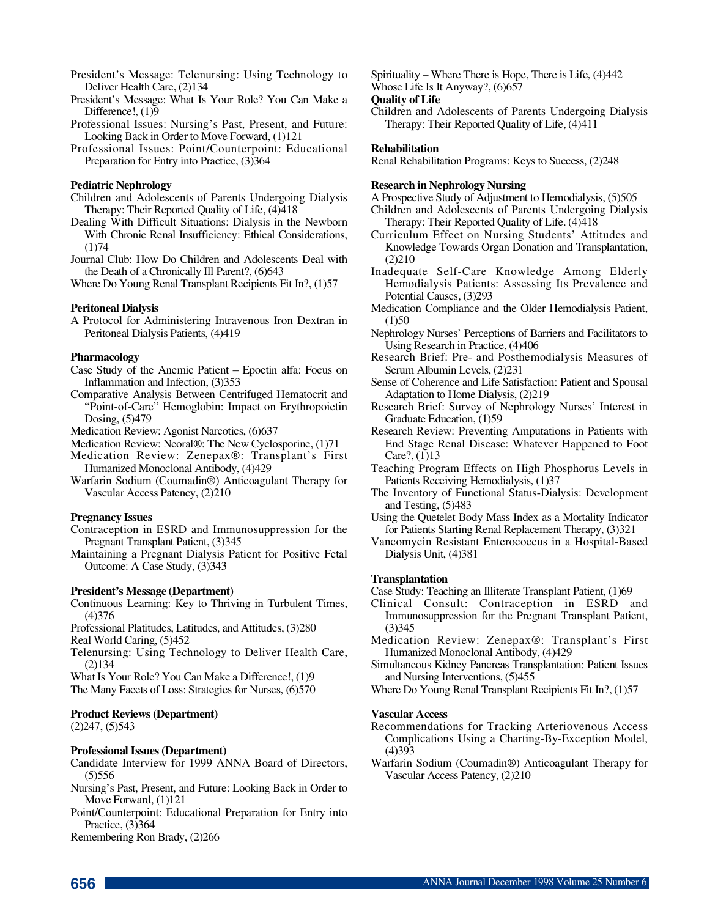President's Message: Telenursing: Using Technology to Deliver Health Care, (2)134

President's Message: What Is Your Role? You Can Make a Difference!, (1)9

Professional Issues: Nursing's Past, Present, and Future: Looking Back in Order to Move Forward, (1)121

Professional Issues: Point/Counterpoint: Educational Preparation for Entry into Practice, (3)364

**Pediatric Nephrology**

Children and Adolescents of Parents Undergoing Dialysis Therapy: Their Reported Quality of Life, (4)418

Dealing With Difficult Situations: Dialysis in the Newborn With Chronic Renal Insufficiency: Ethical Considerations, (1)74

Journal Club: How Do Children and Adolescents Deal with the Death of a Chronically Ill Parent?, (6)643

Where Do Young Renal Transplant Recipients Fit In?, (1)57

**Peritoneal Dialysis**

A Protocol for Administering Intravenous Iron Dextran in Peritoneal Dialysis Patients, (4)419

**Pharmacology**

Case Study of the Anemic Patient – Epoetin alfa: Focus on Inflammation and Infection, (3)353

Comparative Analysis Between Centrifuged Hematocrit and "Point-of-Care" Hemoglobin: Impact on Erythropoietin Dosing, (5)479

Medication Review: Agonist Narcotics, (6)637

Medication Review: Neoral®: The New Cyclosporine, (1)71

Medication Review: Zenepax®: Transplant's First Humanized Monoclonal Antibody, (4)429

Warfarin Sodium (Coumadin®) Anticoagulant Therapy for Vascular Access Patency, (2)210

**Pregnancy Issues**

Contraception in ESRD and Immunosuppression for the Pregnant Transplant Patient, (3)345

Maintaining a Pregnant Dialysis Patient for Positive Fetal Outcome: A Case Study, (3)343

**President's Message (Department)**

Continuous Learning: Key to Thriving in Turbulent Times, (4)376

Professional Platitudes, Latitudes, and Attitudes, (3)280

Real World Caring, (5)452

Telenursing: Using Technology to Deliver Health Care, (2)134

What Is Your Role? You Can Make a Difference!, (1)9

The Many Facets of Loss: Strategies for Nurses, (6)570

**Product Reviews (Department)**

(2)247, (5)543

**Professional Issues (Department)**

Candidate Interview for 1999 ANNA Board of Directors, (5)556

Nursing's Past, Present, and Future: Looking Back in Order to Move Forward, (1)121

Point/Counterpoint: Educational Preparation for Entry into Practice, (3)364

Remembering Ron Brady, (2)266

Spirituality – Where There is Hope, There is Life, (4)442

Whose Life Is It Anyway?, (6)657

**Quality of Life**

Children and Adolescents of Parents Undergoing Dialysis Therapy: Their Reported Quality of Life, (4)411

**Rehabilitation**

Renal Rehabilitation Programs: Keys to Success, (2)248

**Research in Nephrology Nursing**

A Prospective Study of Adjustment to Hemodialysis, (5)505

Children and Adolescents of Parents Undergoing Dialysis Therapy: Their Reported Quality of Life. (4)418

Curriculum Effect on Nursing Students' Attitudes and Knowledge Towards Organ Donation and Transplantation, (2)210

Inadequate Self-Care Knowledge Among Elderly Hemodialysis Patients: Assessing Its Prevalence and Potential Causes, (3)293

Medication Compliance and the Older Hemodialysis Patient, (1)50

Nephrology Nurses' Perceptions of Barriers and Facilitators to Using Research in Practice, (4)406

Research Brief: Pre- and Posthemodialysis Measures of Serum Albumin Levels, (2)231

Sense of Coherence and Life Satisfaction: Patient and Spousal Adaptation to Home Dialysis, (2)219

Research Brief: Survey of Nephrology Nurses' Interest in Graduate Education, (1)59

Research Review: Preventing Amputations in Patients with End Stage Renal Disease: Whatever Happened to Foot Care?, (1)13

Teaching Program Effects on High Phosphorus Levels in Patients Receiving Hemodialysis, (1)37

The Inventory of Functional Status-Dialysis: Development and Testing, (5)483

Using the Quetelet Body Mass Index as a Mortality Indicator for Patients Starting Renal Replacement Therapy, (3)321

Vancomycin Resistant Enterococcus in a Hospital-Based Dialysis Unit, (4)381

**Transplantation**

Case Study: Teaching an Illiterate Transplant Patient, (1)69

Clinical Consult: Contraception in ESRD and Immunosuppression for the Pregnant Transplant Patient, (3)345

Medication Review: Zenepax®: Transplant's First Humanized Monoclonal Antibody, (4)429

Simultaneous Kidney Pancreas Transplantation: Patient Issues and Nursing Interventions, (5)455

Where Do Young Renal Transplant Recipients Fit In?, (1)57

**Vascular Access**

Recommendations for Tracking Arteriovenous Access Complications Using a Charting-By-Exception Model, (4)393

Warfarin Sodium (Coumadin®) Anticoagulant Therapy for Vascular Access Patency, (2)210